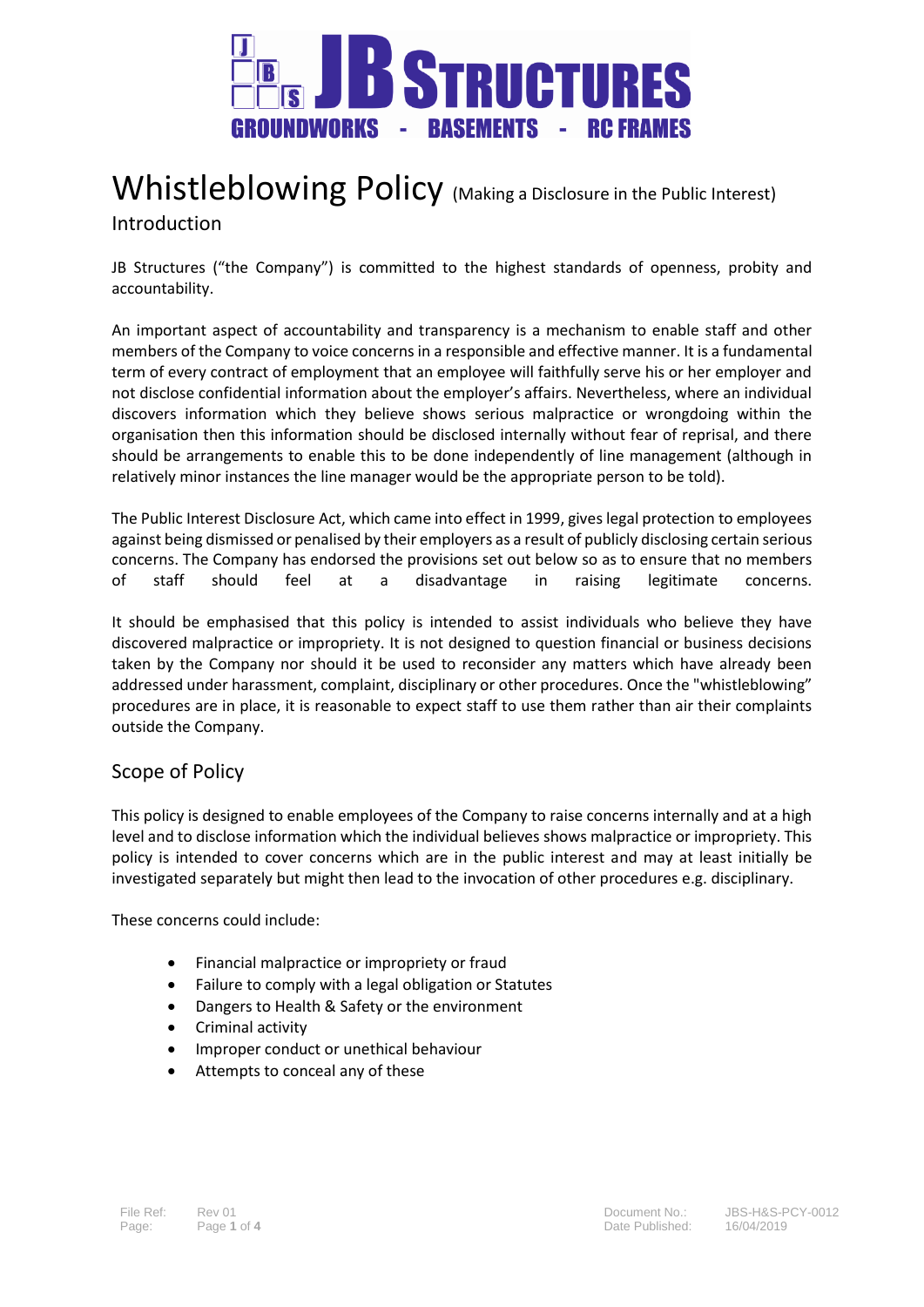# Whistleblowing Policy (Making a Disclosure in the Public Interest)

## Introduction

JB Structures ("the Company") is committed to the highest standards of openness, probity and accountability.

An important aspect of accountability and transparency is a mechanism to enable staff and other members of the Company to voice concerns in a responsible and effective manner. It is a fundamental term of every contract of employment that an employee will faithfully serve his or her employer and not disclose confidential information about the employer's affairs. Nevertheless, where an individual discovers information which they believe shows serious malpractice or wrongdoing within the organisation then this information should be disclosed internally without fear of reprisal, and there should be arrangements to enable this to be done independently of line management (although in relatively minor instances the line manager would be the appropriate person to be told).

The Public Interest Disclosure Act, which came into effect in 1999, gives legal protection to employees against being dismissed or penalised by their employers as a result of publicly disclosing certain serious concerns. The Company has endorsed the provisions set out below so as to ensure that no members of staff should feel at a disadvantage in raising legitimate concerns.

It should be emphasised that this policy is intended to assist individuals who believe they have discovered malpractice or impropriety. It is not designed to question financial or business decisions taken by the Company nor should it be used to reconsider any matters which have already been addressed under harassment, complaint, disciplinary or other procedures. Once the "whistleblowing" procedures are in place, it is reasonable to expect staff to use them rather than air their complaints outside the Company.

## Scope of Policy

This policy is designed to enable employees of the Company to raise concerns internally and at a high level and to disclose information which the individual believes shows malpractice or impropriety. This policy is intended to cover concerns which are in the public interest and may at least initially be investigated separately but might then lead to the invocation of other procedures e.g. disciplinary.

These concerns could include:

- Financial malpractice or impropriety or fraud
- Failure to comply with a legal obligation or Statutes
- Dangers to Health & Safety or the environment
- Criminal activity
- Improper conduct or unethical behaviour
- Attempts to conceal any of these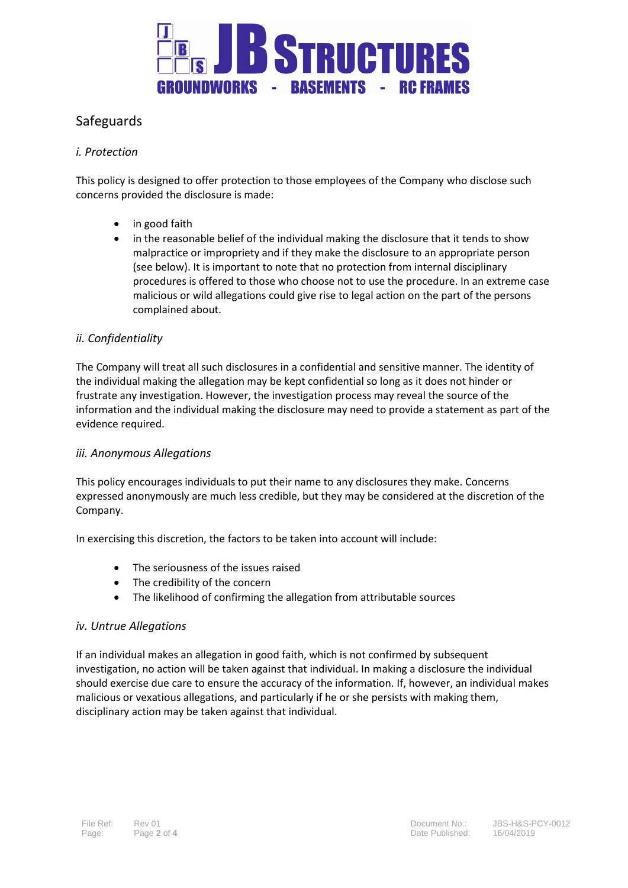## Safeguards

### *i. Protection*

This policy is designed to offer protection to those employees of the Company who disclose such concerns provided the disclosure is made:

- in good faith
- in the reasonable belief of the individual making the disclosure that it tends to show malpractice or impropriety and if they make the disclosure to an appropriate person (see below). It is important to note that no protection from internal disciplinary procedures is offered to those who choose not to use the procedure. In an extreme case malicious or wild allegations could give rise to legal action on the part of the persons complained about.

### *ii. Confidentiality*

The Company will treat all such disclosures in a confidential and sensitive manner. The identity of the individual making the allegation may be kept confidential so long as it does not hinder or frustrate any investigation. However, the investigation process may reveal the source of the information and the individual making the disclosure may need to provide a statement as part of the evidence required.

### *iii. Anonymous Allegations*

This policy encourages individuals to put their name to any disclosures they make. Concerns expressed anonymously are much less credible, but they may be considered at the discretion of the Company.

In exercising this discretion, the factors to be taken into account will include:

- The seriousness of the issues raised
- The credibility of the concern
- The likelihood of confirming the allegation from attributable sources

### *iv. Untrue Allegations*

If an individual makes an allegation in good faith, which is not confirmed by subsequent investigation, no action will be taken against that individual. In making a disclosure the individual should exercise due care to ensure the accuracy of the information. If, however, an individual makes malicious or vexatious allegations, and particularly if he or she persists with making them, disciplinary action may be taken against that individual.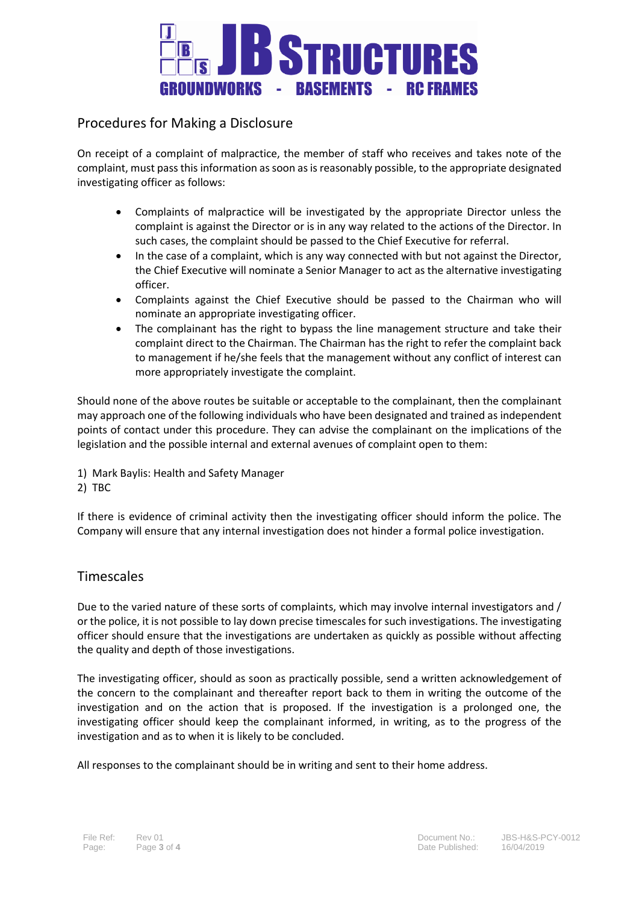## Procedures for Making a Disclosure

On receipt of a complaint of malpractice, the member of staff who receives and takes note of the complaint, must pass this information as soon as is reasonably possible, to the appropriate designated investigating officer as follows:

- Complaints of malpractice will be investigated by the appropriate Director unless the complaint is against the Director or is in any way related to the actions of the Director. In such cases, the complaint should be passed to the Chief Executive for referral.
- In the case of a complaint, which is any way connected with but not against the Director, the Chief Executive will nominate a Senior Manager to act as the alternative investigating officer.
- Complaints against the Chief Executive should be passed to the Chairman who will nominate an appropriate investigating officer.
- The complainant has the right to bypass the line management structure and take their complaint direct to the Chairman. The Chairman has the right to refer the complaint back to management if he/she feels that the management without any conflict of interest can more appropriately investigate the complaint.

Should none of the above routes be suitable or acceptable to the complainant, then the complainant may approach one of the following individuals who have been designated and trained as independent points of contact under this procedure. They can advise the complainant on the implications of the legislation and the possible internal and external avenues of complaint open to them:

1) Mark Baylis: Health and Safety Manager
2) TBC

If there is evidence of criminal activity then the investigating officer should inform the police. The Company will ensure that any internal investigation does not hinder a formal police investigation.

## Timescales

Due to the varied nature of these sorts of complaints, which may involve internal investigators and / or the police, it is not possible to lay down precise timescales for such investigations. The investigating officer should ensure that the investigations are undertaken as quickly as possible without affecting the quality and depth of those investigations.

The investigating officer, should as soon as practically possible, send a written acknowledgement of the concern to the complainant and thereafter report back to them in writing the outcome of the investigation and on the action that is proposed. If the investigation is a prolonged one, the investigating officer should keep the complainant informed, in writing, as to the progress of the investigation and as to when it is likely to be concluded.

All responses to the complainant should be in writing and sent to their home address.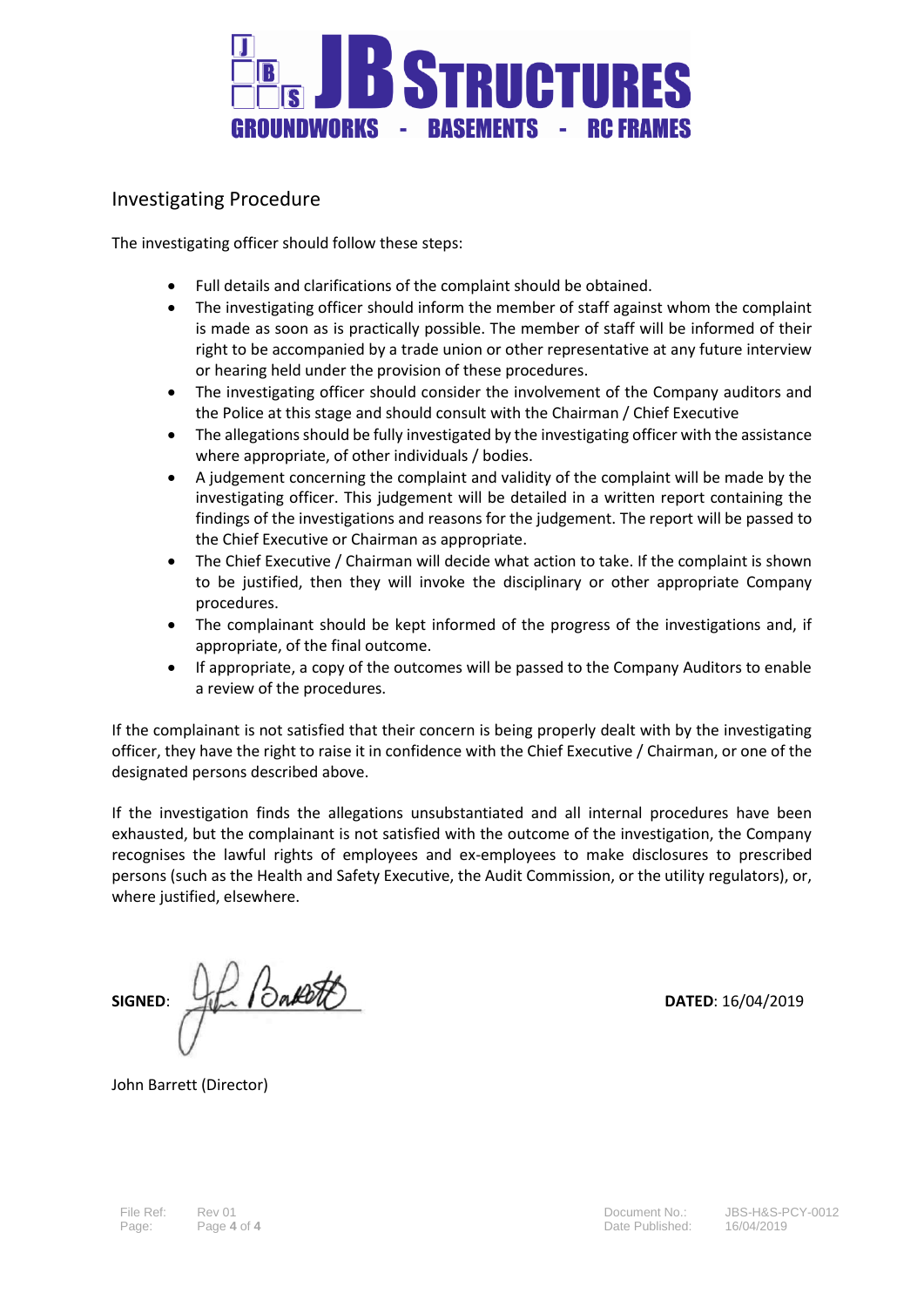## Investigating Procedure

The investigating officer should follow these steps:

- Full details and clarifications of the complaint should be obtained.
- The investigating officer should inform the member of staff against whom the complaint is made as soon as is practically possible. The member of staff will be informed of their right to be accompanied by a trade union or other representative at any future interview or hearing held under the provision of these procedures.
- The investigating officer should consider the involvement of the Company auditors and the Police at this stage and should consult with the Chairman / Chief Executive
- The allegations should be fully investigated by the investigating officer with the assistance where appropriate, of other individuals / bodies.
- A judgement concerning the complaint and validity of the complaint will be made by the investigating officer. This judgement will be detailed in a written report containing the findings of the investigations and reasons for the judgement. The report will be passed to the Chief Executive or Chairman as appropriate.
- The Chief Executive / Chairman will decide what action to take. If the complaint is shown to be justified, then they will invoke the disciplinary or other appropriate Company procedures.
- The complainant should be kept informed of the progress of the investigations and, if appropriate, of the final outcome.
- If appropriate, a copy of the outcomes will be passed to the Company Auditors to enable a review of the procedures.

If the complainant is not satisfied that their concern is being properly dealt with by the investigating officer, they have the right to raise it in confidence with the Chief Executive / Chairman, or one of the designated persons described above.

If the investigation finds the allegations unsubstantiated and all internal procedures have been exhausted, but the complainant is not satisfied with the outcome of the investigation, the Company recognises the lawful rights of employees and ex-employees to make disclosures to prescribed persons (such as the Health and Safety Executive, the Audit Commission, or the utility regulators), or, where justified, elsewhere.

**SIGNED**: [signature] **DATED**: 16/04/2019

John Barrett (Director)